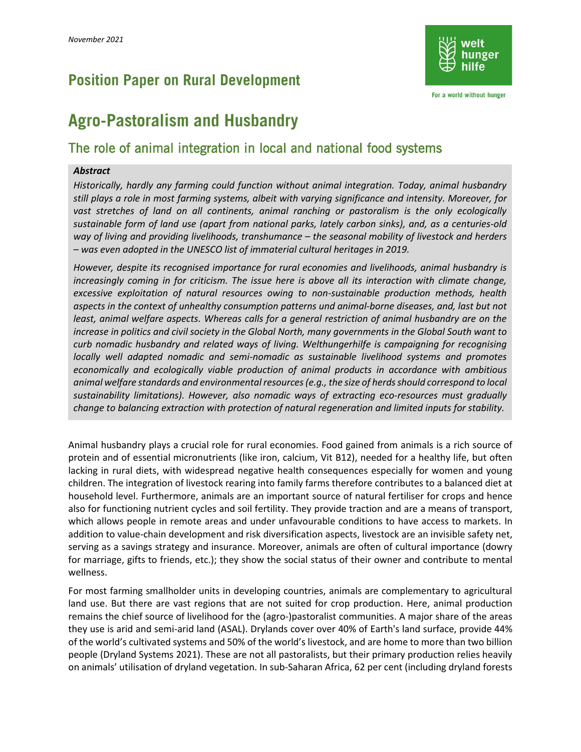*November 2021*

## Position Paper on Rural Development

welt hunger hilfe

For a world without hunger

# Agro-Pastoralism and Husbandry

## The role of animal integration in local and national food systems

***Abstract***

*Historically, hardly any farming could function without animal integration. Today, animal husbandry still plays a role in most farming systems, albeit with varying significance and intensity. Moreover, for vast stretches of land on all continents, animal ranching or pastoralism is the only ecologically sustainable form of land use (apart from national parks, lately carbon sinks), and, as a centuries-old way of living and providing livelihoods, transhumance – the seasonal mobility of livestock and herders – was even adopted in the UNESCO list of immaterial cultural heritages in 2019.*

*However, despite its recognised importance for rural economies and livelihoods, animal husbandry is increasingly coming in for criticism. The issue here is above all its interaction with climate change, excessive exploitation of natural resources owing to non-sustainable production methods, health aspects in the context of unhealthy consumption patterns und animal-borne diseases, and, last but not least, animal welfare aspects. Whereas calls for a general restriction of animal husbandry are on the increase in politics and civil society in the Global North, many governments in the Global South want to curb nomadic husbandry and related ways of living. Welthungerhilfe is campaigning for recognising locally well adapted nomadic and semi-nomadic as sustainable livelihood systems and promotes economically and ecologically viable production of animal products in accordance with ambitious animal welfare standards and environmental resources (e.g., the size of herds should correspond to local sustainability limitations). However, also nomadic ways of extracting eco-resources must gradually change to balancing extraction with protection of natural regeneration and limited inputs for stability.*

Animal husbandry plays a crucial role for rural economies. Food gained from animals is a rich source of protein and of essential micronutrients (like iron, calcium, Vit B12), needed for a healthy life, but often lacking in rural diets, with widespread negative health consequences especially for women and young children. The integration of livestock rearing into family farms therefore contributes to a balanced diet at household level. Furthermore, animals are an important source of natural fertiliser for crops and hence also for functioning nutrient cycles and soil fertility. They provide traction and are a means of transport, which allows people in remote areas and under unfavourable conditions to have access to markets. In addition to value-chain development and risk diversification aspects, livestock are an invisible safety net, serving as a savings strategy and insurance. Moreover, animals are often of cultural importance (dowry for marriage, gifts to friends, etc.); they show the social status of their owner and contribute to mental wellness.

For most farming smallholder units in developing countries, animals are complementary to agricultural land use. But there are vast regions that are not suited for crop production. Here, animal production remains the chief source of livelihood for the (agro-)pastoralist communities. A major share of the areas they use is arid and semi-arid land (ASAL). Drylands cover over 40% of Earth's land surface, provide 44% of the world's cultivated systems and 50% of the world's livestock, and are home to more than two billion people (Dryland Systems 2021). These are not all pastoralists, but their primary production relies heavily on animals' utilisation of dryland vegetation. In sub-Saharan Africa, 62 per cent (including dryland forests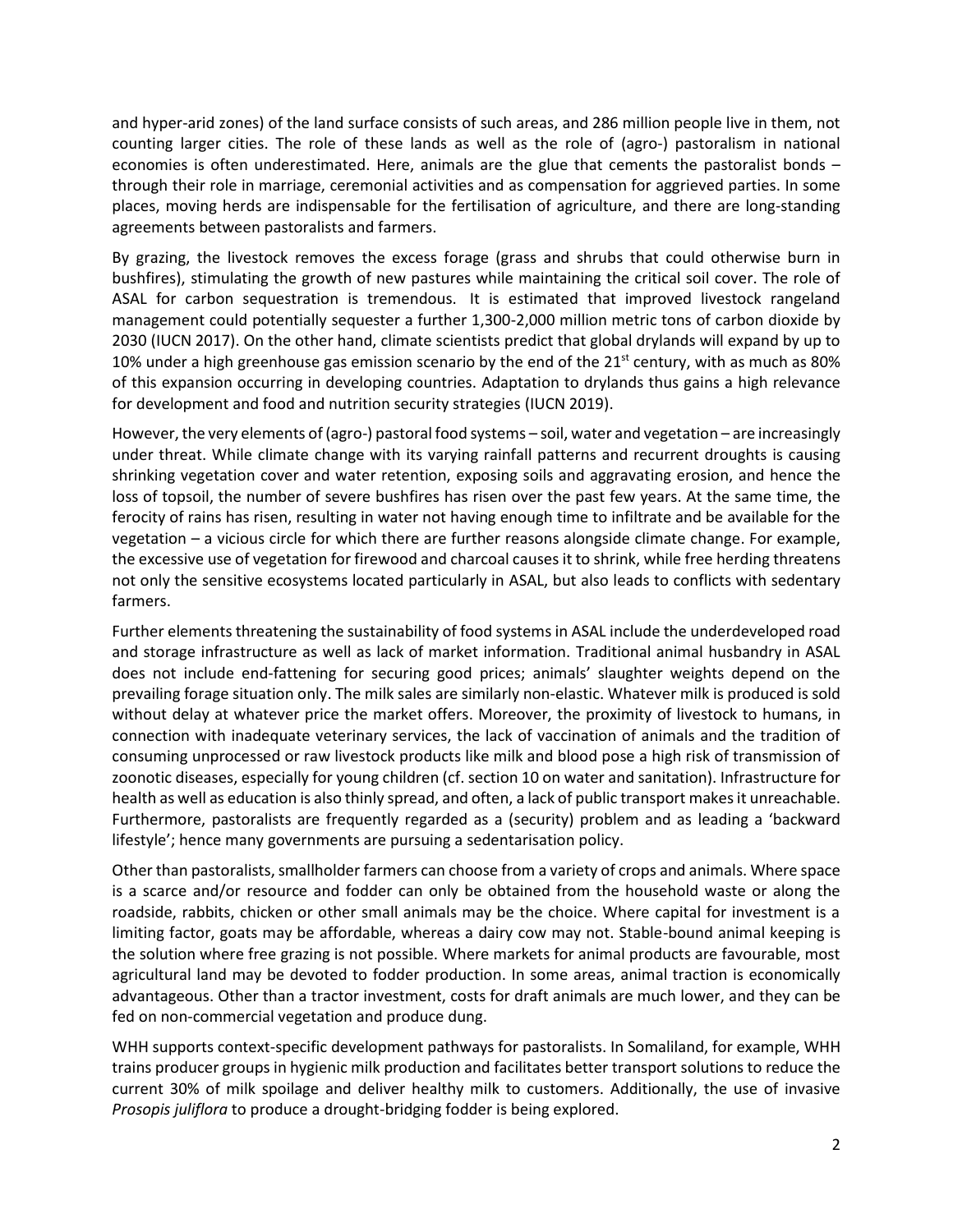and hyper-arid zones) of the land surface consists of such areas, and 286 million people live in them, not counting larger cities. The role of these lands as well as the role of (agro-) pastoralism in national economies is often underestimated. Here, animals are the glue that cements the pastoralist bonds – through their role in marriage, ceremonial activities and as compensation for aggrieved parties. In some places, moving herds are indispensable for the fertilisation of agriculture, and there are long-standing agreements between pastoralists and farmers.

By grazing, the livestock removes the excess forage (grass and shrubs that could otherwise burn in bushfires), stimulating the growth of new pastures while maintaining the critical soil cover. The role of ASAL for carbon sequestration is tremendous. It is estimated that improved livestock rangeland management could potentially sequester a further 1,300-2,000 million metric tons of carbon dioxide by 2030 (IUCN 2017). On the other hand, climate scientists predict that global drylands will expand by up to 10% under a high greenhouse gas emission scenario by the end of the 21st century, with as much as 80% of this expansion occurring in developing countries. Adaptation to drylands thus gains a high relevance for development and food and nutrition security strategies (IUCN 2019).

However, the very elements of (agro-) pastoral food systems – soil, water and vegetation – are increasingly under threat. While climate change with its varying rainfall patterns and recurrent droughts is causing shrinking vegetation cover and water retention, exposing soils and aggravating erosion, and hence the loss of topsoil, the number of severe bushfires has risen over the past few years. At the same time, the ferocity of rains has risen, resulting in water not having enough time to infiltrate and be available for the vegetation – a vicious circle for which there are further reasons alongside climate change. For example, the excessive use of vegetation for firewood and charcoal causes it to shrink, while free herding threatens not only the sensitive ecosystems located particularly in ASAL, but also leads to conflicts with sedentary farmers.

Further elements threatening the sustainability of food systems in ASAL include the underdeveloped road and storage infrastructure as well as lack of market information. Traditional animal husbandry in ASAL does not include end-fattening for securing good prices; animals' slaughter weights depend on the prevailing forage situation only. The milk sales are similarly non-elastic. Whatever milk is produced is sold without delay at whatever price the market offers. Moreover, the proximity of livestock to humans, in connection with inadequate veterinary services, the lack of vaccination of animals and the tradition of consuming unprocessed or raw livestock products like milk and blood pose a high risk of transmission of zoonotic diseases, especially for young children (cf. section 10 on water and sanitation). Infrastructure for health as well as education is also thinly spread, and often, a lack of public transport makes it unreachable. Furthermore, pastoralists are frequently regarded as a (security) problem and as leading a 'backward lifestyle'; hence many governments are pursuing a sedentarisation policy.

Other than pastoralists, smallholder farmers can choose from a variety of crops and animals. Where space is a scarce and/or resource and fodder can only be obtained from the household waste or along the roadside, rabbits, chicken or other small animals may be the choice. Where capital for investment is a limiting factor, goats may be affordable, whereas a dairy cow may not. Stable-bound animal keeping is the solution where free grazing is not possible. Where markets for animal products are favourable, most agricultural land may be devoted to fodder production. In some areas, animal traction is economically advantageous. Other than a tractor investment, costs for draft animals are much lower, and they can be fed on non-commercial vegetation and produce dung.

WHH supports context-specific development pathways for pastoralists. In Somaliland, for example, WHH trains producer groups in hygienic milk production and facilitates better transport solutions to reduce the current 30% of milk spoilage and deliver healthy milk to customers. Additionally, the use of invasive *Prosopis juliflora* to produce a drought-bridging fodder is being explored.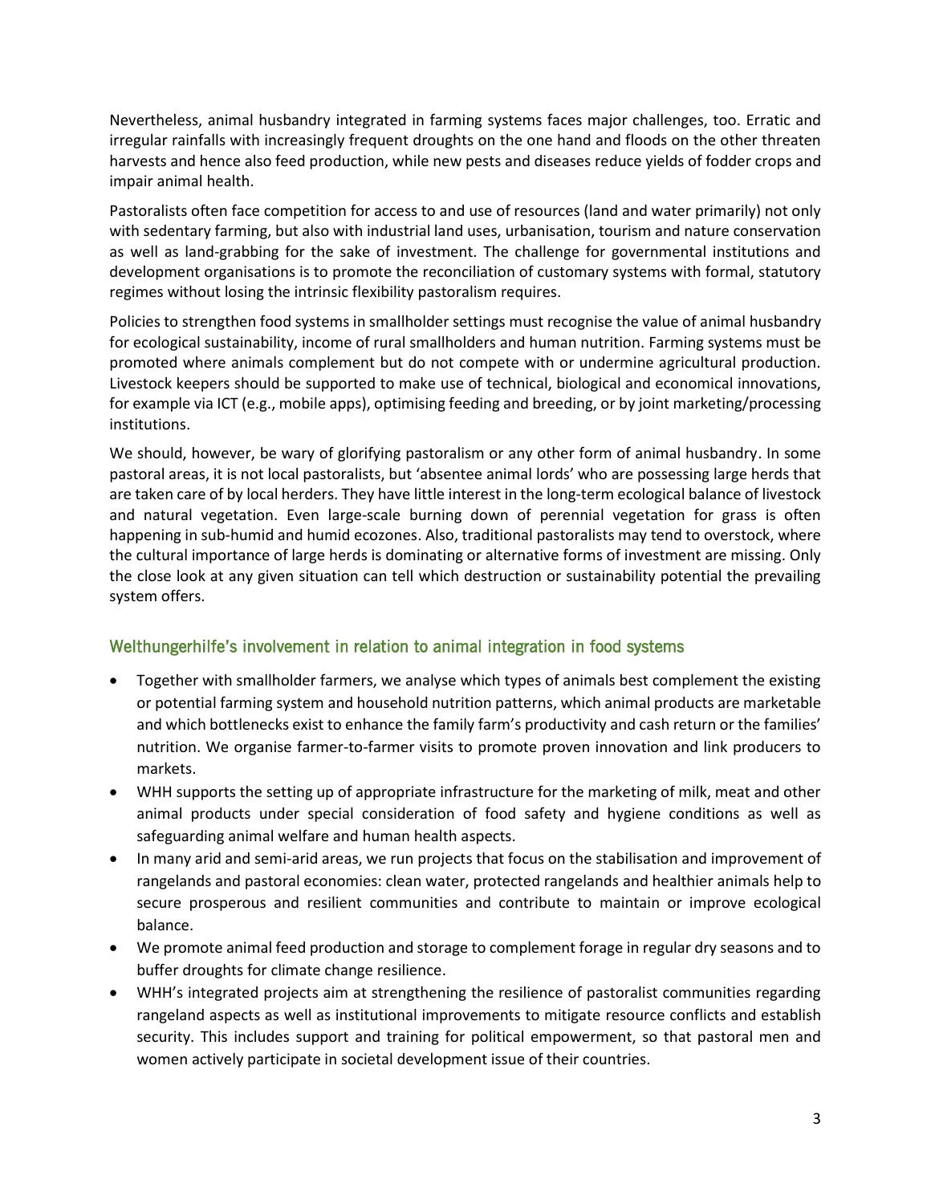Nevertheless, animal husbandry integrated in farming systems faces major challenges, too. Erratic and irregular rainfalls with increasingly frequent droughts on the one hand and floods on the other threaten harvests and hence also feed production, while new pests and diseases reduce yields of fodder crops and impair animal health.

Pastoralists often face competition for access to and use of resources (land and water primarily) not only with sedentary farming, but also with industrial land uses, urbanisation, tourism and nature conservation as well as land-grabbing for the sake of investment. The challenge for governmental institutions and development organisations is to promote the reconciliation of customary systems with formal, statutory regimes without losing the intrinsic flexibility pastoralism requires.

Policies to strengthen food systems in smallholder settings must recognise the value of animal husbandry for ecological sustainability, income of rural smallholders and human nutrition. Farming systems must be promoted where animals complement but do not compete with or undermine agricultural production. Livestock keepers should be supported to make use of technical, biological and economical innovations, for example via ICT (e.g., mobile apps), optimising feeding and breeding, or by joint marketing/processing institutions.

We should, however, be wary of glorifying pastoralism or any other form of animal husbandry. In some pastoral areas, it is not local pastoralists, but 'absentee animal lords' who are possessing large herds that are taken care of by local herders. They have little interest in the long-term ecological balance of livestock and natural vegetation. Even large-scale burning down of perennial vegetation for grass is often happening in sub-humid and humid ecozones. Also, traditional pastoralists may tend to overstock, where the cultural importance of large herds is dominating or alternative forms of investment are missing. Only the close look at any given situation can tell which destruction or sustainability potential the prevailing system offers.

## Welthungerhilfe's involvement in relation to animal integration in food systems

- Together with smallholder farmers, we analyse which types of animals best complement the existing or potential farming system and household nutrition patterns, which animal products are marketable and which bottlenecks exist to enhance the family farm's productivity and cash return or the families' nutrition. We organise farmer-to-farmer visits to promote proven innovation and link producers to markets.
- WHH supports the setting up of appropriate infrastructure for the marketing of milk, meat and other animal products under special consideration of food safety and hygiene conditions as well as safeguarding animal welfare and human health aspects.
- In many arid and semi-arid areas, we run projects that focus on the stabilisation and improvement of rangelands and pastoral economies: clean water, protected rangelands and healthier animals help to secure prosperous and resilient communities and contribute to maintain or improve ecological balance.
- We promote animal feed production and storage to complement forage in regular dry seasons and to buffer droughts for climate change resilience.
- WHH's integrated projects aim at strengthening the resilience of pastoralist communities regarding rangeland aspects as well as institutional improvements to mitigate resource conflicts and establish security. This includes support and training for political empowerment, so that pastoral men and women actively participate in societal development issue of their countries.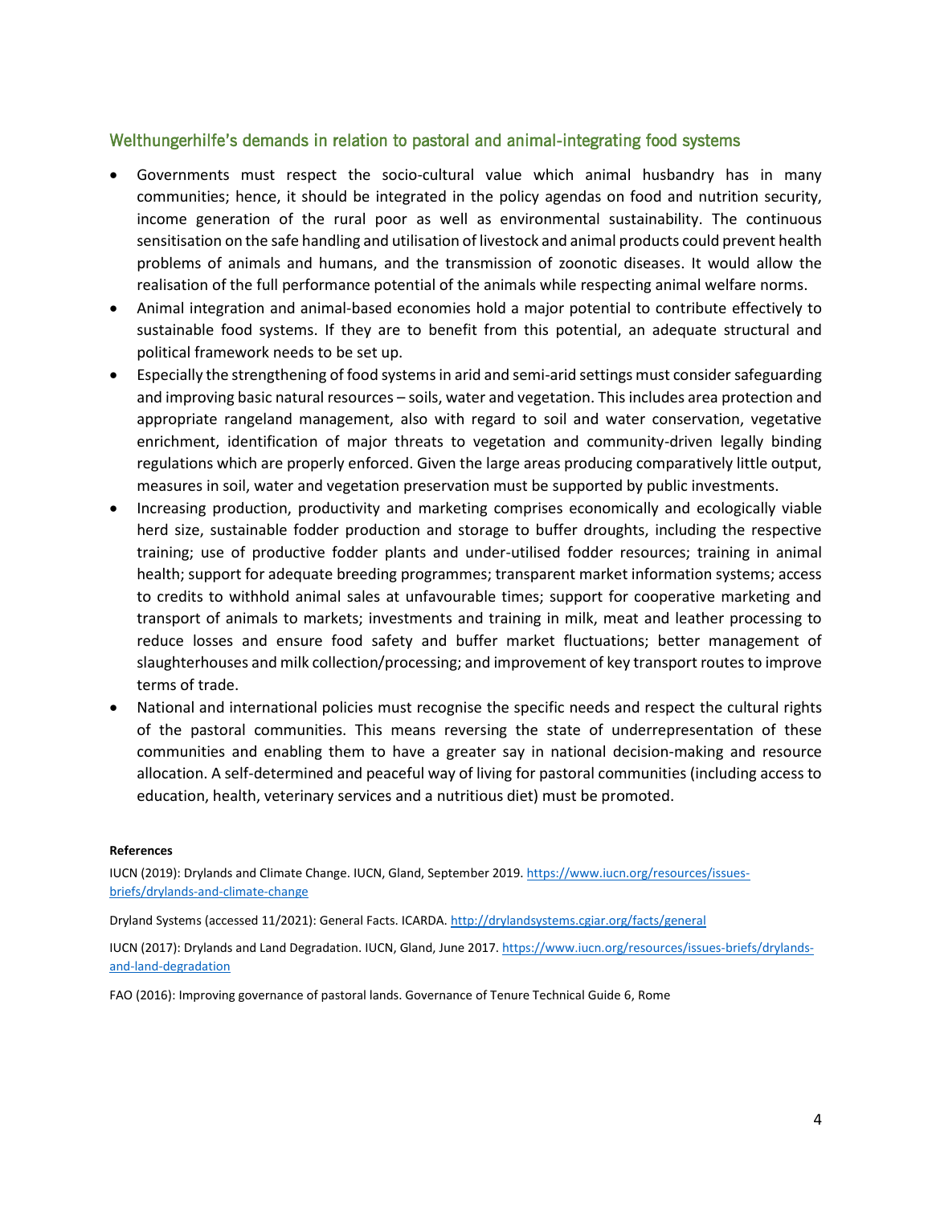## Welthungerhilfe's demands in relation to pastoral and animal-integrating food systems

- Governments must respect the socio-cultural value which animal husbandry has in many communities; hence, it should be integrated in the policy agendas on food and nutrition security, income generation of the rural poor as well as environmental sustainability. The continuous sensitisation on the safe handling and utilisation of livestock and animal products could prevent health problems of animals and humans, and the transmission of zoonotic diseases. It would allow the realisation of the full performance potential of the animals while respecting animal welfare norms.
- Animal integration and animal-based economies hold a major potential to contribute effectively to sustainable food systems. If they are to benefit from this potential, an adequate structural and political framework needs to be set up.
- Especially the strengthening of food systems in arid and semi-arid settings must consider safeguarding and improving basic natural resources – soils, water and vegetation. This includes area protection and appropriate rangeland management, also with regard to soil and water conservation, vegetative enrichment, identification of major threats to vegetation and community-driven legally binding regulations which are properly enforced. Given the large areas producing comparatively little output, measures in soil, water and vegetation preservation must be supported by public investments.
- Increasing production, productivity and marketing comprises economically and ecologically viable herd size, sustainable fodder production and storage to buffer droughts, including the respective training; use of productive fodder plants and under-utilised fodder resources; training in animal health; support for adequate breeding programmes; transparent market information systems; access to credits to withhold animal sales at unfavourable times; support for cooperative marketing and transport of animals to markets; investments and training in milk, meat and leather processing to reduce losses and ensure food safety and buffer market fluctuations; better management of slaughterhouses and milk collection/processing; and improvement of key transport routes to improve terms of trade.
- National and international policies must recognise the specific needs and respect the cultural rights of the pastoral communities. This means reversing the state of underrepresentation of these communities and enabling them to have a greater say in national decision-making and resource allocation. A self-determined and peaceful way of living for pastoral communities (including access to education, health, veterinary services and a nutritious diet) must be promoted.

**References**

IUCN (2019): Drylands and Climate Change. IUCN, Gland, September 2019. https://www.iucn.org/resources/issues-briefs/drylands-and-climate-change

Dryland Systems (accessed 11/2021): General Facts. ICARDA. http://drylandsystems.cgiar.org/facts/general

IUCN (2017): Drylands and Land Degradation. IUCN, Gland, June 2017. https://www.iucn.org/resources/issues-briefs/drylands-and-land-degradation

FAO (2016): Improving governance of pastoral lands. Governance of Tenure Technical Guide 6, Rome